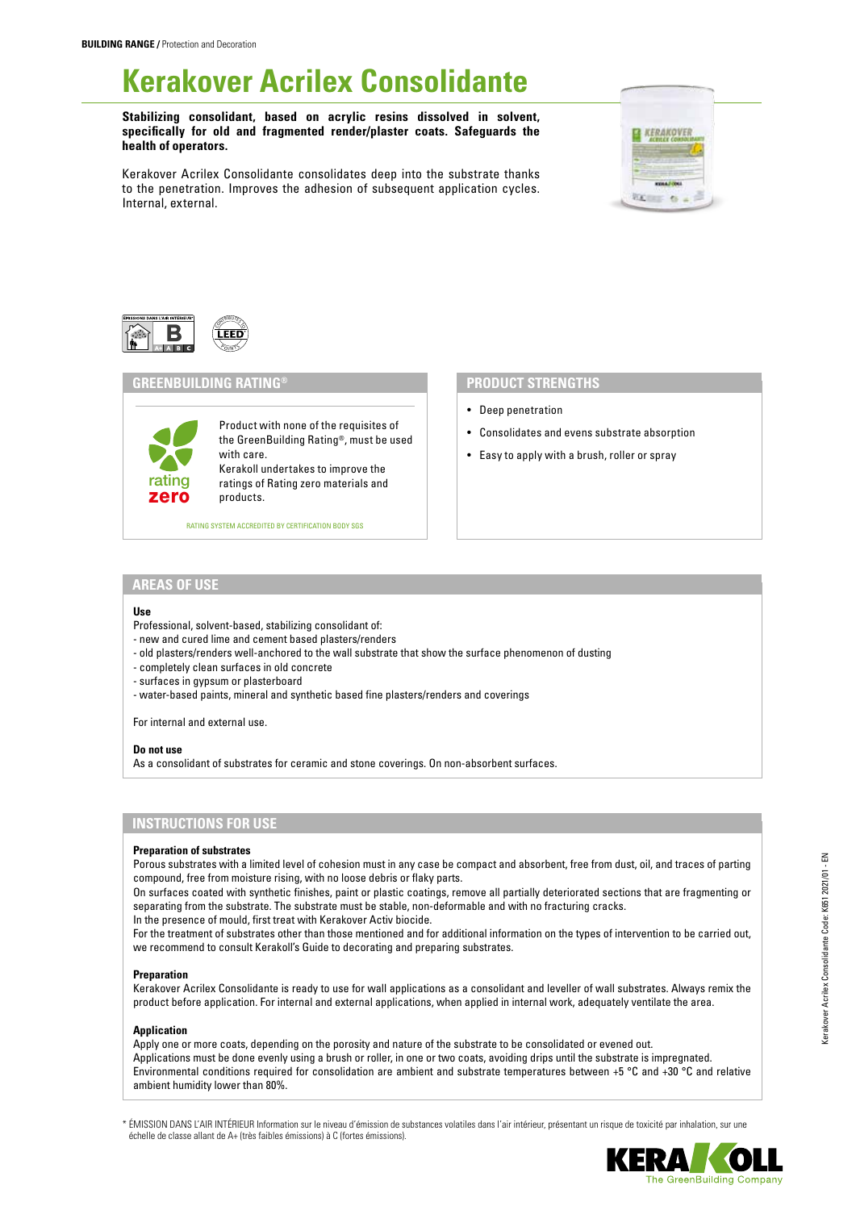**BUILDING RANGE /** Protection and Decoration

# Kerakover Acrilex Consolidante

**Stabilizing consolidant, based on acrylic resins dissolved in solvent, specifically for old and fragmented render/plaster coats. Safeguards the health of operators.**

Kerakover Acrilex Consolidante consolidates deep into the substrate thanks to the penetration. Improves the adhesion of subsequent application cycles. Internal, external.

## GREENBUILDING RATING®

rating zero

Product with none of the requisites of the GreenBuilding Rating®, must be used with care.
Kerakoll undertakes to improve the ratings of Rating zero materials and products.

RATING SYSTEM ACCREDITED BY CERTIFICATION BODY SGS

## PRODUCT STRENGTHS

- Deep penetration
- Consolidates and evens substrate absorption
- Easy to apply with a brush, roller or spray

## AREAS OF USE

**Use**

Professional, solvent-based, stabilizing consolidant of:
- new and cured lime and cement based plasters/renders
- old plasters/renders well-anchored to the wall substrate that show the surface phenomenon of dusting
- completely clean surfaces in old concrete
- surfaces in gypsum or plasterboard
- water-based paints, mineral and synthetic based fine plasters/renders and coverings

For internal and external use.

**Do not use**

As a consolidant of substrates for ceramic and stone coverings. On non-absorbent surfaces.

## INSTRUCTIONS FOR USE

**Preparation of substrates**

Porous substrates with a limited level of cohesion must in any case be compact and absorbent, free from dust, oil, and traces of parting compound, free from moisture rising, with no loose debris or flaky parts.
On surfaces coated with synthetic finishes, paint or plastic coatings, remove all partially deteriorated sections that are fragmenting or separating from the substrate. The substrate must be stable, non-deformable and with no fracturing cracks.
In the presence of mould, first treat with Kerakover Activ biocide.
For the treatment of substrates other than those mentioned and for additional information on the types of intervention to be carried out, we recommend to consult Kerakoll's Guide to decorating and preparing substrates.

**Preparation**

Kerakover Acrilex Consolidante is ready to use for wall applications as a consolidant and leveller of wall substrates. Always remix the product before application. For internal and external applications, when applied in internal work, adequately ventilate the area.

**Application**

Apply one or more coats, depending on the porosity and nature of the substrate to be consolidated or evened out.
Applications must be done evenly using a brush or roller, in one or two coats, avoiding drips until the substrate is impregnated.
Environmental conditions required for consolidation are ambient and substrate temperatures between +5 °C and +30 °C and relative ambient humidity lower than 80%.

\* ÉMISSION DANS L'AIR INTÉRIEUR Information sur le niveau d'émission de substances volatiles dans l'air intérieur, présentant un risque de toxicité par inhalation, sur une échelle de classe allant de A+ (très faibles émissions) à C (fortes émissions).

Kerakover Acrilex Consolidante Code: K951 2021/01 - EN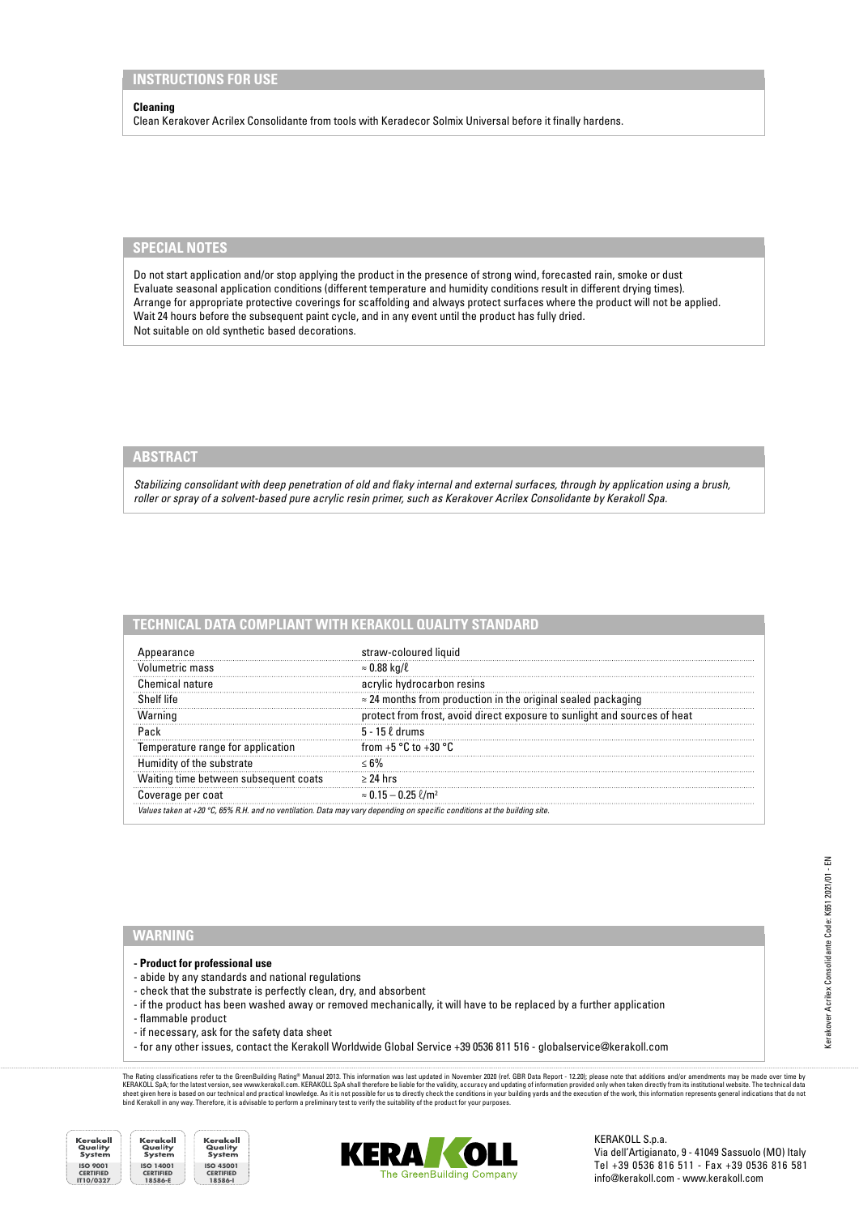## INSTRUCTIONS FOR USE

**Cleaning**

Clean Kerakover Acrilex Consolidante from tools with Keradecor Solmix Universal before it finally hardens.

## SPECIAL NOTES

Do not start application and/or stop applying the product in the presence of strong wind, forecasted rain, smoke or dust
Evaluate seasonal application conditions (different temperature and humidity conditions result in different drying times).
Arrange for appropriate protective coverings for scaffolding and always protect surfaces where the product will not be applied.
Wait 24 hours before the subsequent paint cycle, and in any event until the product has fully dried.
Not suitable on old synthetic based decorations.

## ABSTRACT

*Stabilizing consolidant with deep penetration of old and flaky internal and external surfaces, through by application using a brush, roller or spray of a solvent-based pure acrylic resin primer, such as Kerakover Acrilex Consolidante by Kerakoll Spa.*

## TECHNICAL DATA COMPLIANT WITH KERAKOLL QUALITY STANDARD

| | |
|---|---|
| Appearance | straw-coloured liquid |
| Volumetric mass | ≈ 0.88 kg/ℓ |
| Chemical nature | acrylic hydrocarbon resins |
| Shelf life | ≈ 24 months from production in the original sealed packaging |
| Warning | protect from frost, avoid direct exposure to sunlight and sources of heat |
| Pack | 5 - 15 ℓ drums |
| Temperature range for application | from +5 °C to +30 °C |
| Humidity of the substrate | ≤ 6% |
| Waiting time between subsequent coats | ≥ 24 hrs |
| Coverage per coat | ≈ 0.15 – 0.25 ℓ/m² |

*Values taken at +20 °C, 65% R.H. and no ventilation. Data may vary depending on specific conditions at the building site.*

## WARNING

- **Product for professional use**
- abide by any standards and national regulations
- check that the substrate is perfectly clean, dry, and absorbent
- if the product has been washed away or removed mechanically, it will have to be replaced by a further application
- flammable product
- if necessary, ask for the safety data sheet
- for any other issues, contact the Kerakoll Worldwide Global Service +39 0536 811 516 - globalservice@kerakoll.com

The Rating classifications refer to the GreenBuilding Rating® Manual 2013. This information was last updated in November 2020 (ref. GBR Data Report - 12.20); please note that additions and/or amendments may be made over time by KERAKOLL SpA; for the latest version, see www.kerakoll.com. KERAKOLL SpA shall therefore be liable for the validity, accuracy and updating of information provided only when taken directly from its institutional website. The technical data sheet given here is based on our technical and practical knowledge. As it is not possible for us to directly check the conditions in your building yards and the execution of the work, this information represents general indications that do not bind Kerakoll in any way. Therefore, it is advisable to perform a preliminary test to verify the suitability of the product for your purposes.

Kerakoll Quality System ISO 9001 CERTIFIED IT10/0327
Kerakoll Quality System ISO 14001 CERTIFIED 18586-E
Kerakoll Quality System ISO 45001 CERTIFIED 18586-I

KERAKOLL The GreenBuilding Company

KERAKOLL S.p.a.
Via dell'Artigianato, 9 - 41049 Sassuolo (MO) Italy
Tel +39 0536 816 511 - Fax +39 0536 816 581
info@kerakoll.com - www.kerakoll.com

Kerakover Acrilex Consolidante Code: K651 2021/01 - EN